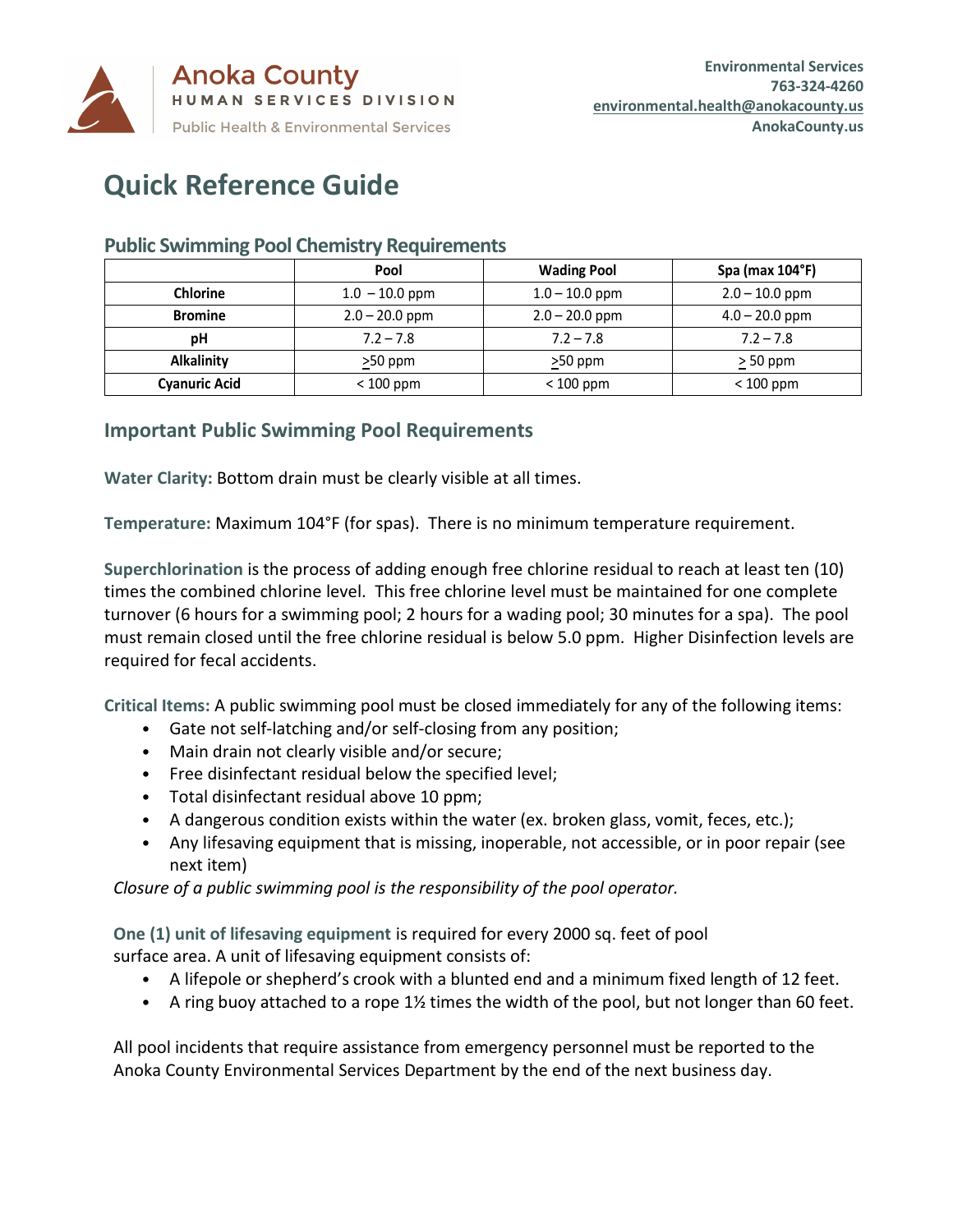Anoka County
HUMAN SERVICES DIVISION
Public Health & Environmental Services

**Environmental Services**
**763-324-4260**
**environmental.health@anokacounty.us**
**AnokaCounty.us**

# Quick Reference Guide

## Public Swimming Pool Chemistry Requirements

| | Pool | Wading Pool | Spa (max 104°F) |
|---|---|---|---|
| **Chlorine** | 1.0 – 10.0 ppm | 1.0 – 10.0 ppm | 2.0 – 10.0 ppm |
| **Bromine** | 2.0 – 20.0 ppm | 2.0 – 20.0 ppm | 4.0 – 20.0 ppm |
| **pH** | 7.2 – 7.8 | 7.2 – 7.8 | 7.2 – 7.8 |
| **Alkalinity** | ≥50 ppm | ≥50 ppm | ≥ 50 ppm |
| **Cyanuric Acid** | < 100 ppm | < 100 ppm | < 100 ppm |

## Important Public Swimming Pool Requirements

**Water Clarity:** Bottom drain must be clearly visible at all times.

**Temperature:** Maximum 104°F (for spas). There is no minimum temperature requirement.

**Superchlorination** is the process of adding enough free chlorine residual to reach at least ten (10) times the combined chlorine level. This free chlorine level must be maintained for one complete turnover (6 hours for a swimming pool; 2 hours for a wading pool; 30 minutes for a spa). The pool must remain closed until the free chlorine residual is below 5.0 ppm. Higher Disinfection levels are required for fecal accidents.

**Critical Items:** A public swimming pool must be closed immediately for any of the following items:

- Gate not self-latching and/or self-closing from any position;
- Main drain not clearly visible and/or secure;
- Free disinfectant residual below the specified level;
- Total disinfectant residual above 10 ppm;
- A dangerous condition exists within the water (ex. broken glass, vomit, feces, etc.);
- Any lifesaving equipment that is missing, inoperable, not accessible, or in poor repair (see next item)

*Closure of a public swimming pool is the responsibility of the pool operator.*

**One (1) unit of lifesaving equipment** is required for every 2000 sq. feet of pool surface area. A unit of lifesaving equipment consists of:

- A lifepole or shepherd's crook with a blunted end and a minimum fixed length of 12 feet.
- A ring buoy attached to a rope 1½ times the width of the pool, but not longer than 60 feet.

All pool incidents that require assistance from emergency personnel must be reported to the Anoka County Environmental Services Department by the end of the next business day.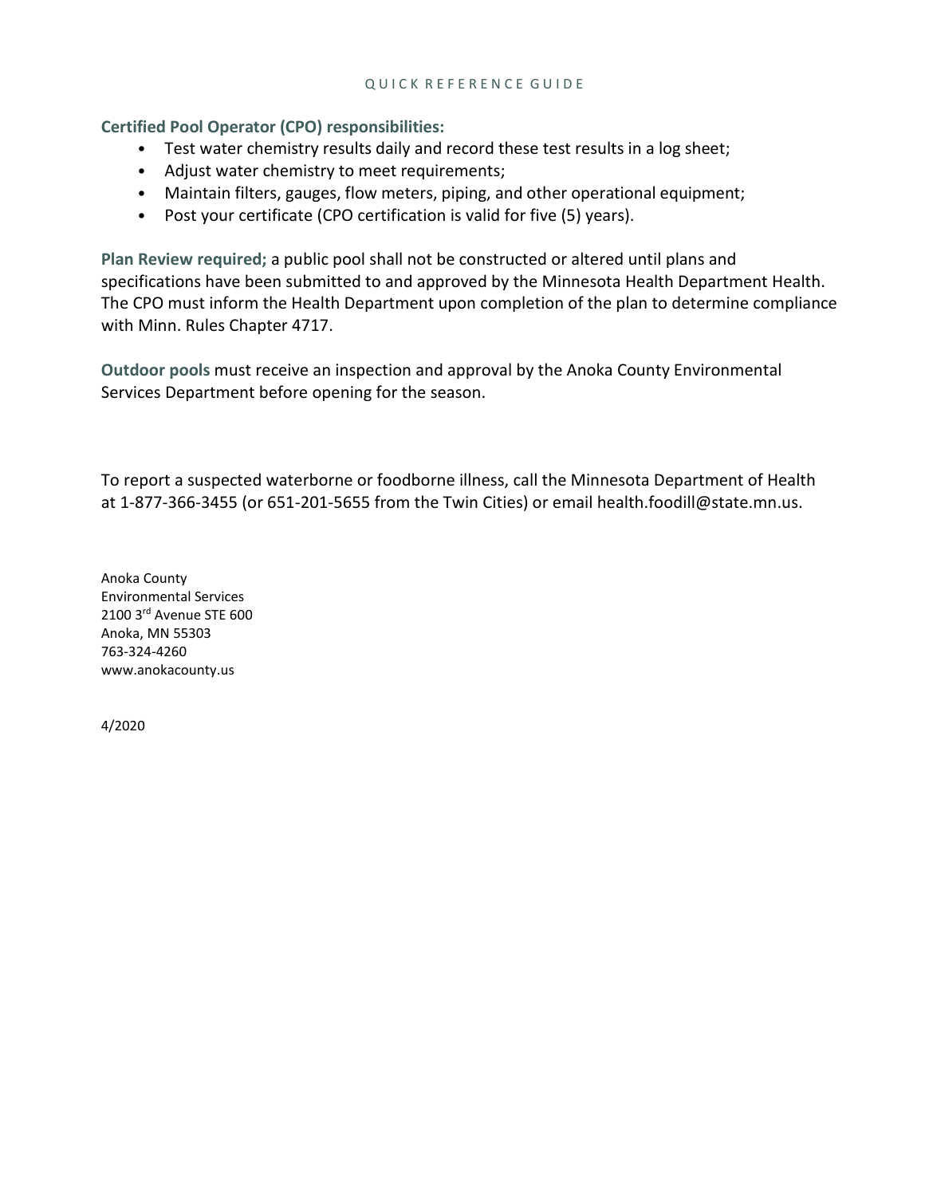**Certified Pool Operator (CPO) responsibilities:**

- Test water chemistry results daily and record these test results in a log sheet;
- Adjust water chemistry to meet requirements;
- Maintain filters, gauges, flow meters, piping, and other operational equipment;
- Post your certificate (CPO certification is valid for five (5) years).

**Plan Review required;** a public pool shall not be constructed or altered until plans and specifications have been submitted to and approved by the Minnesota Health Department Health. The CPO must inform the Health Department upon completion of the plan to determine compliance with Minn. Rules Chapter 4717.

**Outdoor pools** must receive an inspection and approval by the Anoka County Environmental Services Department before opening for the season.

To report a suspected waterborne or foodborne illness, call the Minnesota Department of Health at 1-877-366-3455 (or 651-201-5655 from the Twin Cities) or email health.foodill@state.mn.us.

Anoka County
Environmental Services
2100 3rd Avenue STE 600
Anoka, MN 55303
763-324-4260
www.anokacounty.us

4/2020